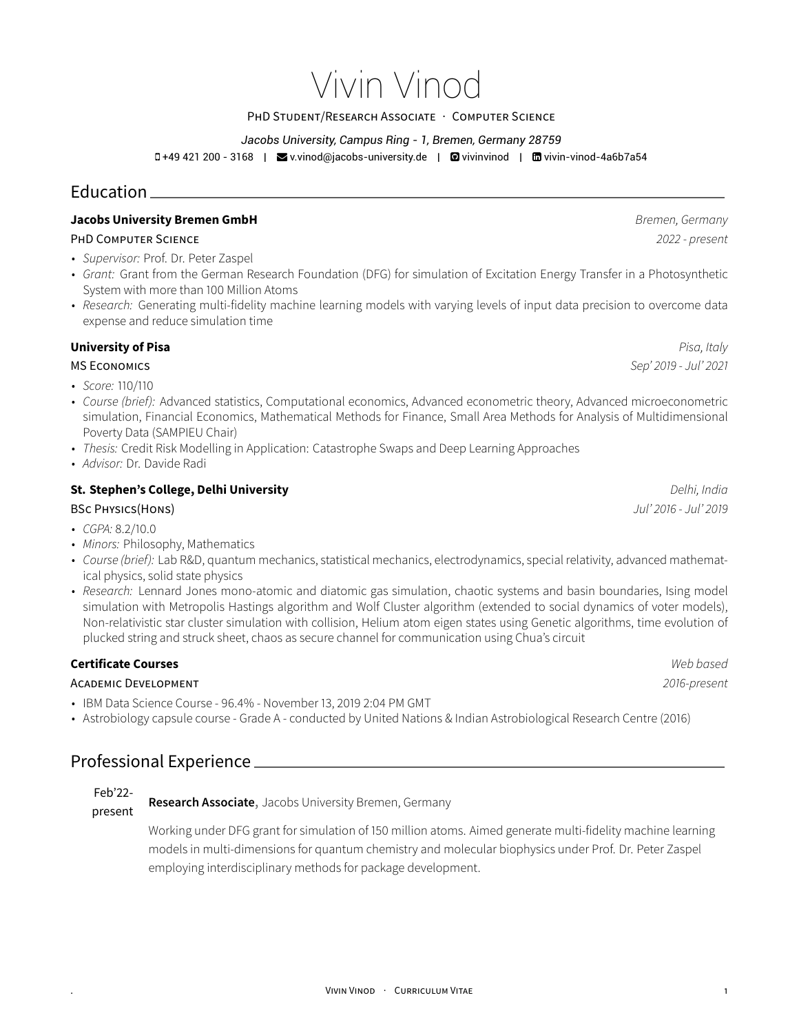# Vivin Vinod

PhD Student/Research Associate · Computer Science

*Jacobs University, Campus Ring - 1, Bremen, Germany 28759*

+49 421 200 - 3168 | v.vinod@jacobs-university.de | vivinvinod | vivin-vinod-4a6b7a54

## Education

**Jacobs University Bremen GmbH** — *Bremen, Germany*

PhD Computer Science — *2022 - present*

- *Supervisor:* Prof. Dr. Peter Zaspel
- *Grant:* Grant from the German Research Foundation (DFG) for simulation of Excitation Energy Transfer in a Photosynthetic System with more than 100 Million Atoms
- *Research:* Generating multi-fidelity machine learning models with varying levels of input data precision to overcome data expense and reduce simulation time

**University of Pisa** — *Pisa, Italy*

MS Economics — *Sep' 2019 - Jul' 2021*

- *Score:* 110/110
- *Course (brief):* Advanced statistics, Computational economics, Advanced econometric theory, Advanced microeconometric simulation, Financial Economics, Mathematical Methods for Finance, Small Area Methods for Analysis of Multidimensional Poverty Data (SAMPIEU Chair)
- *Thesis:* Credit Risk Modelling in Application: Catastrophe Swaps and Deep Learning Approaches
- *Advisor:* Dr. Davide Radi

**St. Stephen's College, Delhi University** — *Delhi, India*

BSc Physics(Hons) — *Jul' 2016 - Jul' 2019*

- *CGPA:* 8.2/10.0
- *Minors:* Philosophy, Mathematics
- *Course (brief):* Lab R&D, quantum mechanics, statistical mechanics, electrodynamics, special relativity, advanced mathematical physics, solid state physics
- *Research:* Lennard Jones mono-atomic and diatomic gas simulation, chaotic systems and basin boundaries, Ising model simulation with Metropolis Hastings algorithm and Wolf Cluster algorithm (extended to social dynamics of voter models), Non-relativistic star cluster simulation with collision, Helium atom eigen states using Genetic algorithms, time evolution of plucked string and struck sheet, chaos as secure channel for communication using Chua's circuit

**Certificate Courses** — *Web based*

Academic Development — *2016-present*

- IBM Data Science Course - 96.4% - November 13, 2019 2:04 PM GMT
- Astrobiology capsule course - Grade A - conducted by United Nations & Indian Astrobiological Research Centre (2016)

## Professional Experience

Feb'22- present

**Research Associate**, Jacobs University Bremen, Germany

Working under DFG grant for simulation of 150 million atoms. Aimed generate multi-fidelity machine learning models in multi-dimensions for quantum chemistry and molecular biophysics under Prof. Dr. Peter Zaspel employing interdisciplinary methods for package development.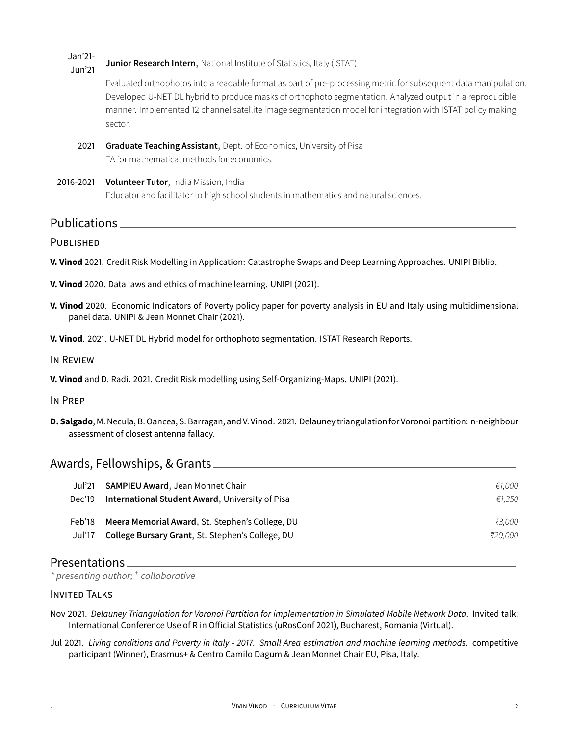**Jan'21-Jun'21** **Junior Research Intern**, National Institute of Statistics, Italy (ISTAT)

Evaluated orthophotos into a readable format as part of pre-processing metric for subsequent data manipulation. Developed U-NET DL hybrid to produce masks of orthophoto segmentation. Analyzed output in a reproducible manner. Implemented 12 channel satellite image segmentation model for integration with ISTAT policy making sector.

**2021** **Graduate Teaching Assistant**, Dept. of Economics, University of Pisa

TA for mathematical methods for economics.

**2016-2021** **Volunteer Tutor**, India Mission, India

Educator and facilitator to high school students in mathematics and natural sciences.

## Publications

### Published

**V. Vinod** 2021. Credit Risk Modelling in Application: Catastrophe Swaps and Deep Learning Approaches. UNIPI Biblio.

**V. Vinod** 2020. Data laws and ethics of machine learning. UNIPI (2021).

**V. Vinod** 2020. Economic Indicators of Poverty policy paper for poverty analysis in EU and Italy using multidimensional panel data. UNIPI & Jean Monnet Chair (2021).

**V. Vinod**. 2021. U-NET DL Hybrid model for orthophoto segmentation. ISTAT Research Reports.

### In Review

**V. Vinod** and D. Radi. 2021. Credit Risk modelling using Self-Organizing-Maps. UNIPI (2021).

### In Prep

**D. Salgado**, M. Necula, B. Oancea, S. Barragan, and V. Vinod. 2021. Delauney triangulation for Voronoi partition: n-neighbour assessment of closest antenna fallacy.

## Awards, Fellowships, & Grants

| | | |
|---|---|---|
| Jul'21 | **SAMPIEU Award**, Jean Monnet Chair | *€1,000* |
| Dec'19 | **International Student Award**, University of Pisa | *€1,350* |
| Feb'18 | **Meera Memorial Award**, St. Stephen's College, DU | *₹3,000* |
| Jul'17 | **College Bursary Grant**, St. Stephen's College, DU | *₹20,000* |

## Presentations

*\* presenting author; + collaborative*

### Invited Talks

Nov 2021. *Delauney Triangulation for Voronoi Partition for implementation in Simulated Mobile Network Data*. Invited talk: International Conference Use of R in Official Statistics (uRosConf 2021), Bucharest, Romania (Virtual).

Jul 2021. *Living conditions and Poverty in Italy - 2017. Small Area estimation and machine learning methods*. competitive participant (Winner), Erasmus+ & Centro Camilo Dagum & Jean Monnet Chair EU, Pisa, Italy.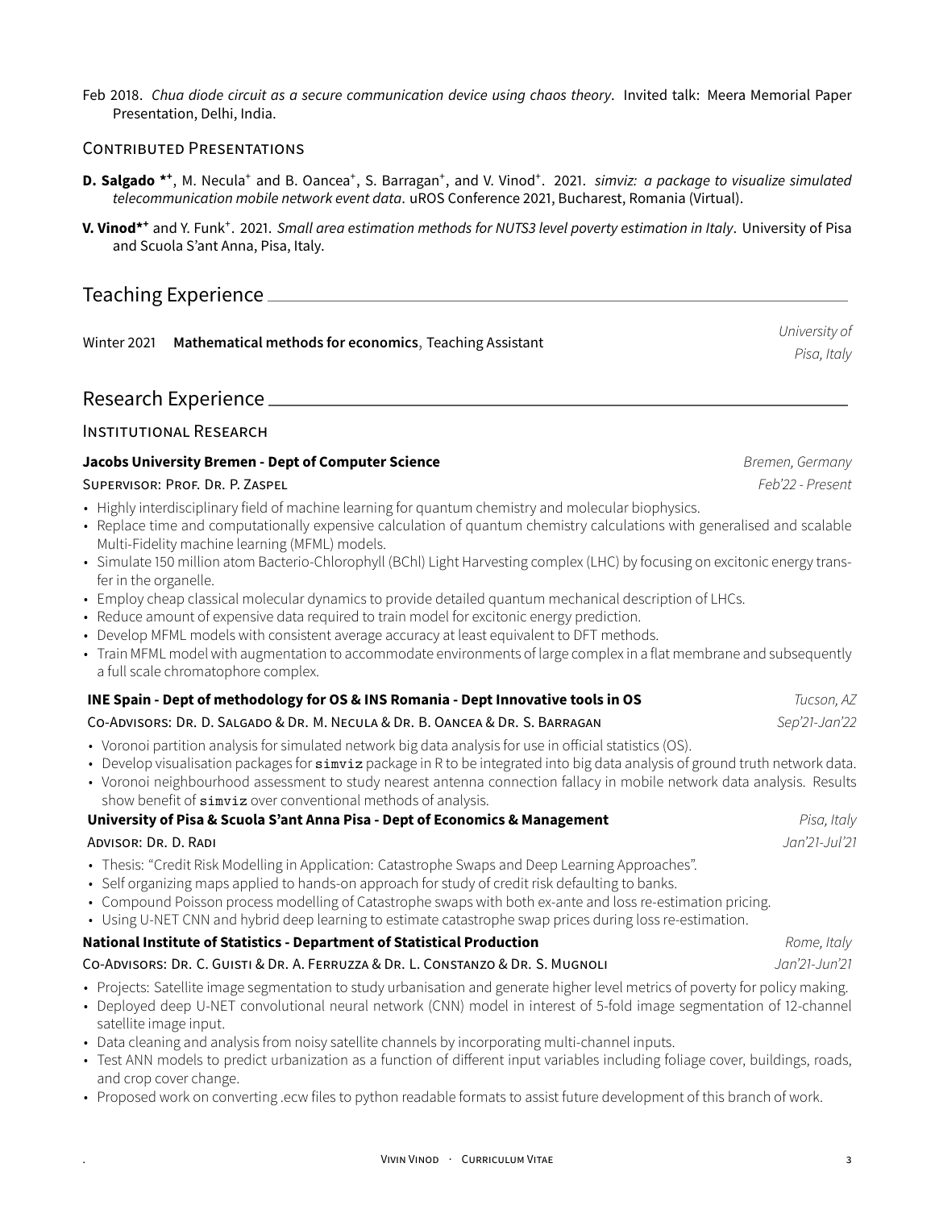Feb 2018. *Chua diode circuit as a secure communication device using chaos theory*. Invited talk: Meera Memorial Paper Presentation, Delhi, India.

### Contributed Presentations

**D. Salgado** *+, M. Necula+ and B. Oancea+, S. Barragan+, and V. Vinod+. 2021. *simviz: a package to visualize simulated telecommunication mobile network event data*. uROS Conference 2021, Bucharest, Romania (Virtual).

**V. Vinod***+ and Y. Funk+. 2021. *Small area estimation methods for NUTS3 level poverty estimation in Italy*. University of Pisa and Scuola S'ant Anna, Pisa, Italy.

## Teaching Experience

Winter 2021 **Mathematical methods for economics**, Teaching Assistant — *University of Pisa, Italy*

## Research Experience

### Institutional Research

**Jacobs University Bremen - Dept of Computer Science** — *Bremen, Germany*

Supervisor: Prof. Dr. P. Zaspel — *Feb'22 - Present*

- Highly interdisciplinary field of machine learning for quantum chemistry and molecular biophysics.
- Replace time and computationally expensive calculation of quantum chemistry calculations with generalised and scalable Multi-Fidelity machine learning (MFML) models.
- Simulate 150 million atom Bacterio-Chlorophyll (BChl) Light Harvesting complex (LHC) by focusing on excitonic energy transfer in the organelle.
- Employ cheap classical molecular dynamics to provide detailed quantum mechanical description of LHCs.
- Reduce amount of expensive data required to train model for excitonic energy prediction.
- Develop MFML models with consistent average accuracy at least equivalent to DFT methods.
- Train MFML model with augmentation to accommodate environments of large complex in a flat membrane and subsequently a full scale chromatophore complex.

**INE Spain - Dept of methodology for OS & INS Romania - Dept Innovative tools in OS** — *Tucson, AZ*

Co-Advisors: Dr. D. Salgado & Dr. M. Necula & Dr. B. Oancea & Dr. S. Barragan — *Sep'21-Jan'22*

- Voronoi partition analysis for simulated network big data analysis for use in official statistics (OS).
- Develop visualisation packages for `simviz` package in R to be integrated into big data analysis of ground truth network data.
- Voronoi neighbourhood assessment to study nearest antenna connection fallacy in mobile network data analysis. Results show benefit of `simviz` over conventional methods of analysis.

**University of Pisa & Scuola S'ant Anna Pisa - Dept of Economics & Management** — *Pisa, Italy*

Advisor: Dr. D. Radi — *Jan'21-Jul'21*

- Thesis: "Credit Risk Modelling in Application: Catastrophe Swaps and Deep Learning Approaches".
- Self organizing maps applied to hands-on approach for study of credit risk defaulting to banks.
- Compound Poisson process modelling of Catastrophe swaps with both ex-ante and loss re-estimation pricing.
- Using U-NET CNN and hybrid deep learning to estimate catastrophe swap prices during loss re-estimation.

**National Institute of Statistics - Department of Statistical Production** — *Rome, Italy*

Co-Advisors: Dr. C. Guisti & Dr. A. Ferruzza & Dr. L. Constanzo & Dr. S. Mugnoli — *Jan'21-Jun'21*

- Projects: Satellite image segmentation to study urbanisation and generate higher level metrics of poverty for policy making.
- Deployed deep U-NET convolutional neural network (CNN) model in interest of 5-fold image segmentation of 12-channel satellite image input.
- Data cleaning and analysis from noisy satellite channels by incorporating multi-channel inputs.
- Test ANN models to predict urbanization as a function of different input variables including foliage cover, buildings, roads, and crop cover change.
- Proposed work on converting .ecw files to python readable formats to assist future development of this branch of work.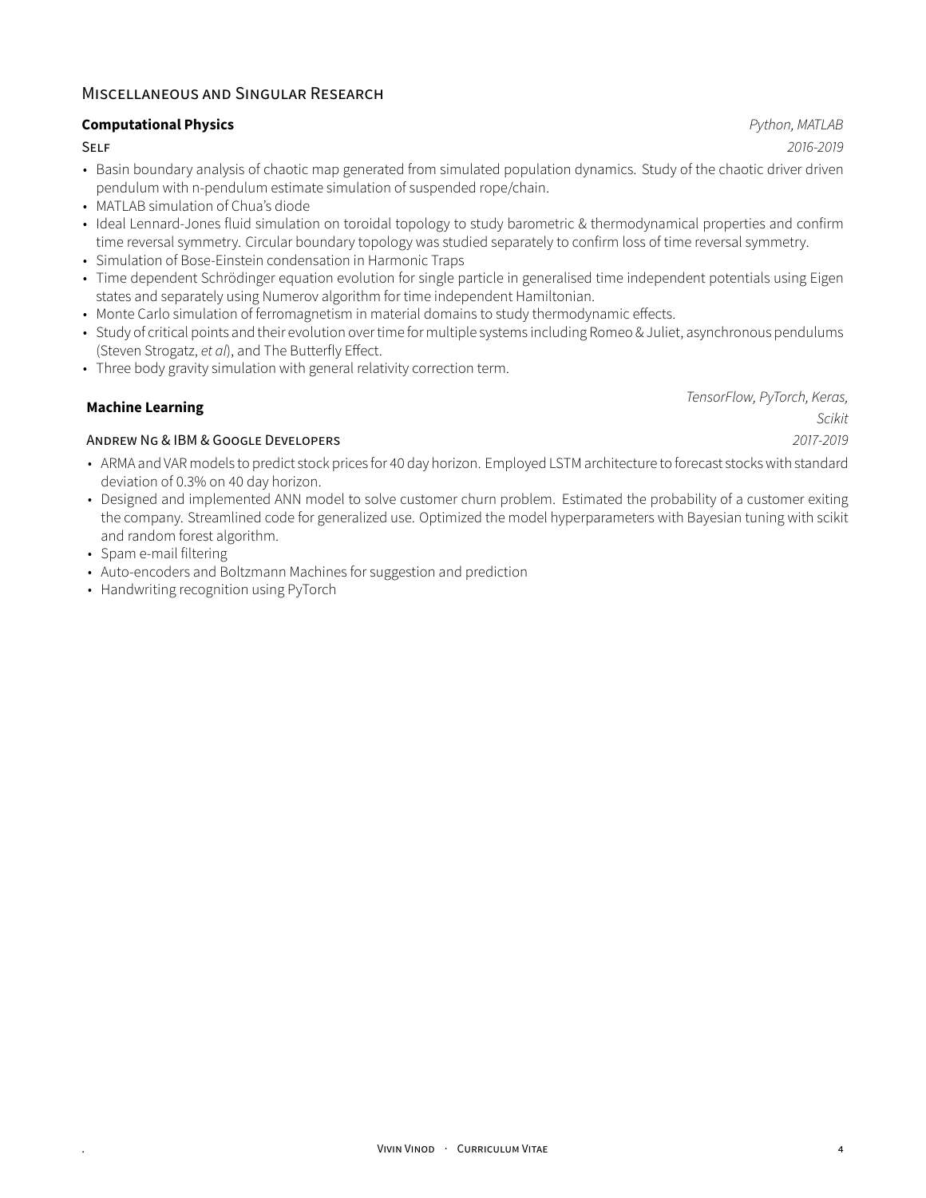## Miscellaneous and Singular Research

### **Computational Physics** *Python, MATLAB*

Self *2016-2019*

- Basin boundary analysis of chaotic map generated from simulated population dynamics. Study of the chaotic driver driven pendulum with n-pendulum estimate simulation of suspended rope/chain.
- MATLAB simulation of Chua's diode
- Ideal Lennard-Jones fluid simulation on toroidal topology to study barometric & thermodynamical properties and confirm time reversal symmetry. Circular boundary topology was studied separately to confirm loss of time reversal symmetry.
- Simulation of Bose-Einstein condensation in Harmonic Traps
- Time dependent Schrödinger equation evolution for single particle in generalised time independent potentials using Eigen states and separately using Numerov algorithm for time independent Hamiltonian.
- Monte Carlo simulation of ferromagnetism in material domains to study thermodynamic effects.
- Study of critical points and their evolution over time for multiple systems including Romeo & Juliet, asynchronous pendulums (Steven Strogatz, *et al*), and The Butterfly Effect.
- Three body gravity simulation with general relativity correction term.

### **Machine Learning** *TensorFlow, PyTorch, Keras, Scikit*

Andrew Ng & IBM & Google Developers *2017-2019*

- ARMA and VAR models to predict stock prices for 40 day horizon. Employed LSTM architecture to forecast stocks with standard deviation of 0.3% on 40 day horizon.
- Designed and implemented ANN model to solve customer churn problem. Estimated the probability of a customer exiting the company. Streamlined code for generalized use. Optimized the model hyperparameters with Bayesian tuning with scikit and random forest algorithm.
- Spam e-mail filtering
- Auto-encoders and Boltzmann Machines for suggestion and prediction
- Handwriting recognition using PyTorch